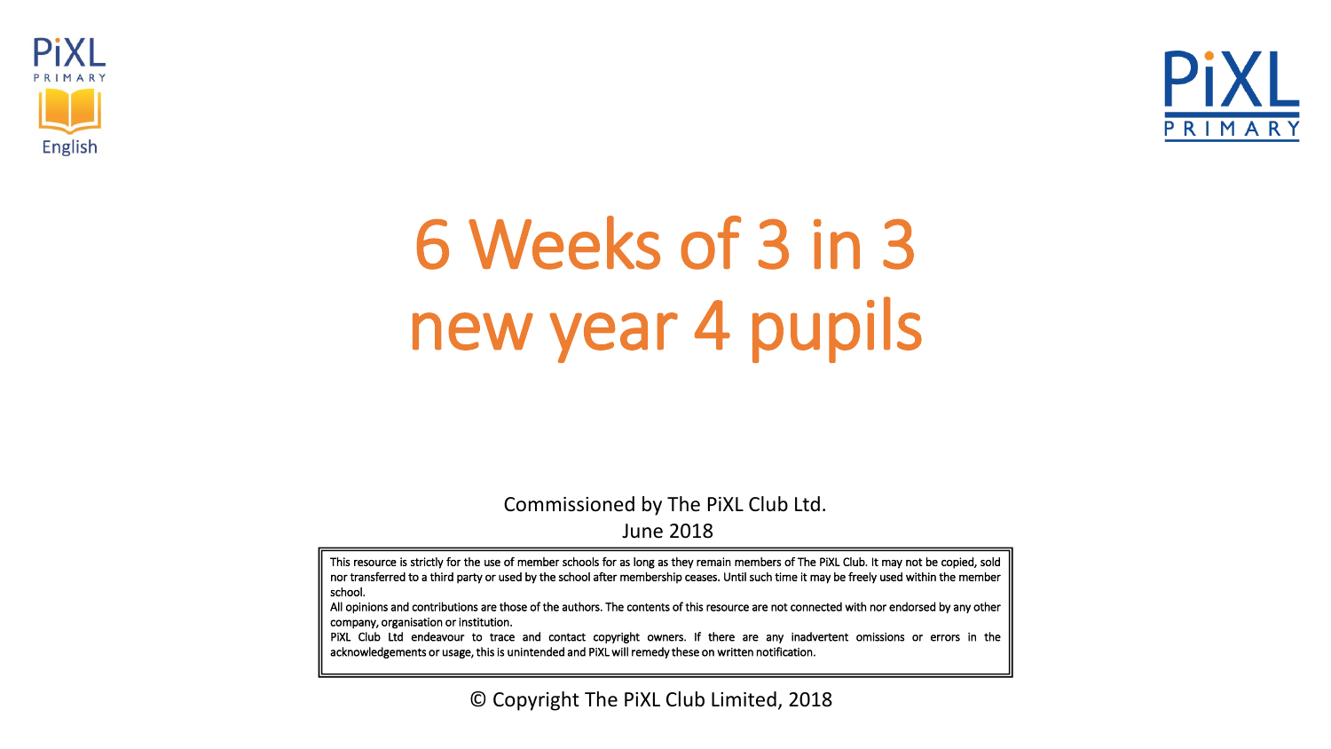PiXL PRIMARY English

PiXL PRIMARY

# 6 Weeks of 3 in 3 new year 4 pupils

Commissioned by The PiXL Club Ltd.

June 2018

This resource is strictly for the use of member schools for as long as they remain members of The PiXL Club. It may not be copied, sold nor transferred to a third party or used by the school after membership ceases. Until such time it may be freely used within the member school.

All opinions and contributions are those of the authors. The contents of this resource are not connected with nor endorsed by any other company, organisation or institution.

PiXL Club Ltd endeavour to trace and contact copyright owners. If there are any inadvertent omissions or errors in the acknowledgements or usage, this is unintended and PiXL will remedy these on written notification.

© Copyright The PiXL Club Limited, 2018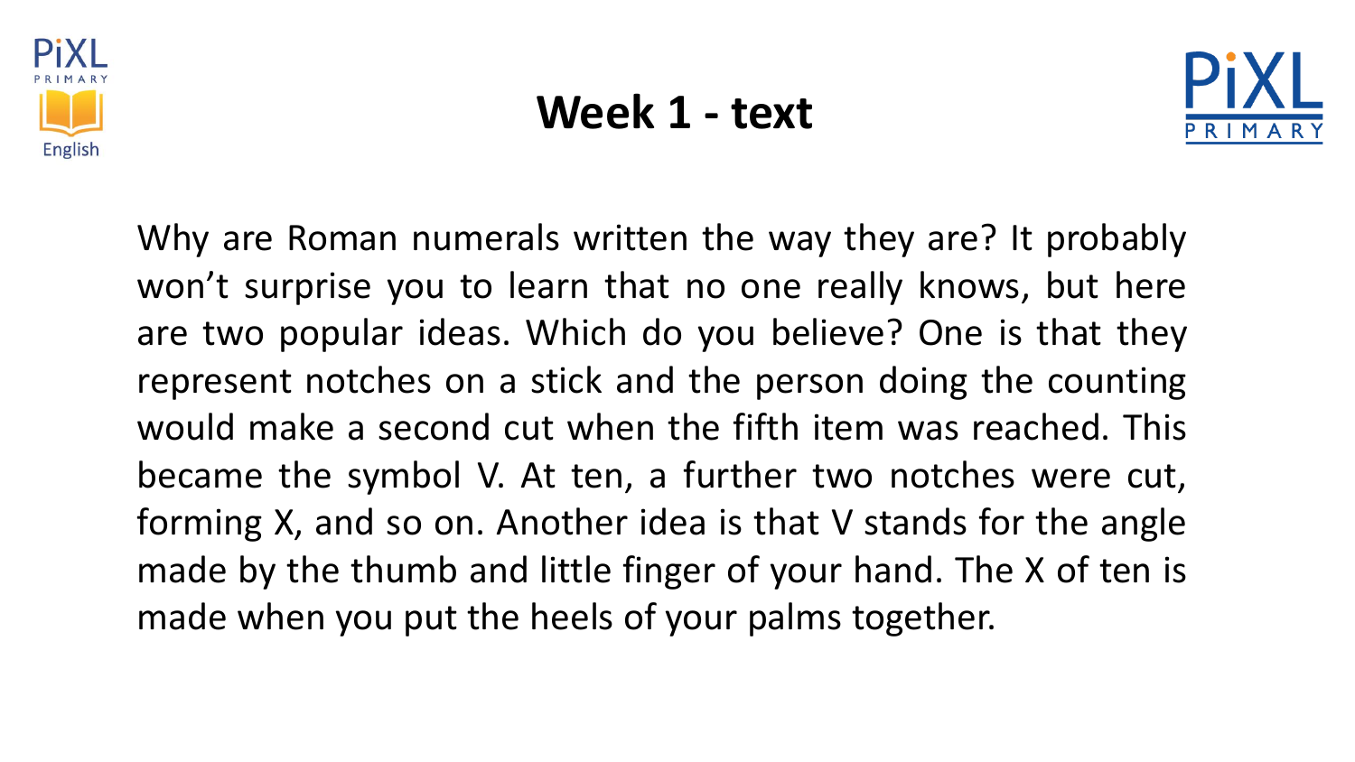# Week 1 - text

Why are Roman numerals written the way they are? It probably won't surprise you to learn that no one really knows, but here are two popular ideas. Which do you believe? One is that they represent notches on a stick and the person doing the counting would make a second cut when the fifth item was reached. This became the symbol V. At ten, a further two notches were cut, forming X, and so on. Another idea is that V stands for the angle made by the thumb and little finger of your hand. The X of ten is made when you put the heels of your palms together.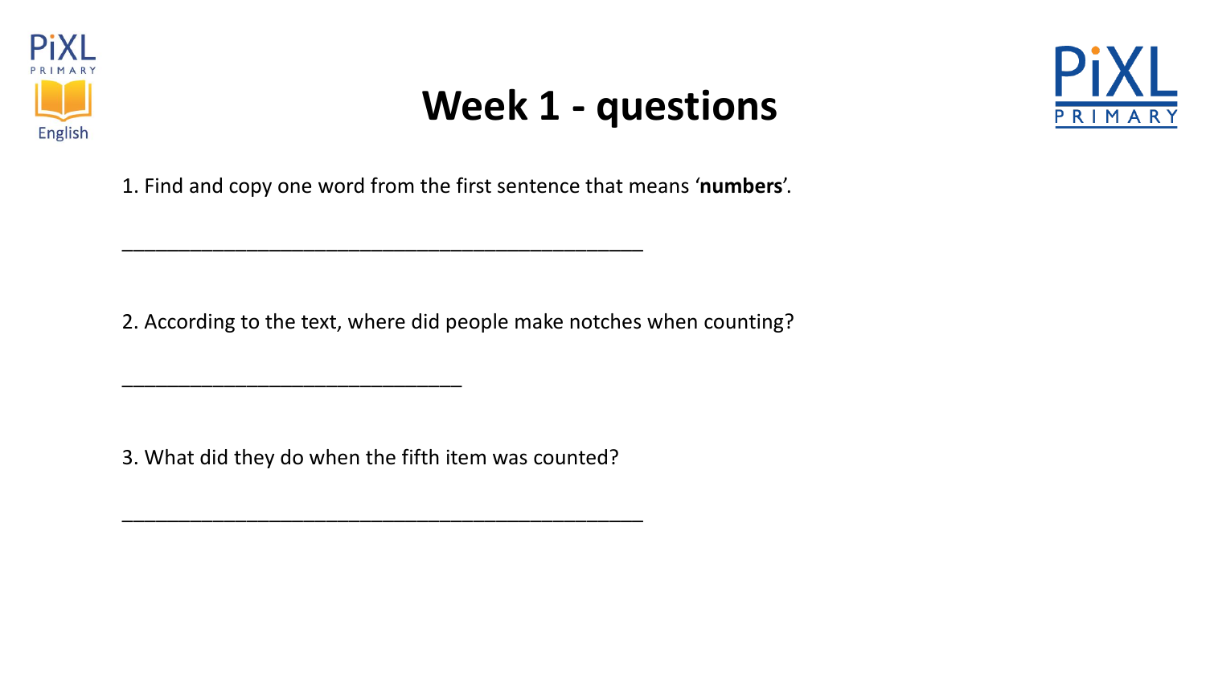# Week 1 - questions

1. Find and copy one word from the first sentence that means '**numbers**'.

_______________________________________________

2. According to the text, where did people make notches when counting?

_______________________________

3. What did they do when the fifth item was counted?

_______________________________________________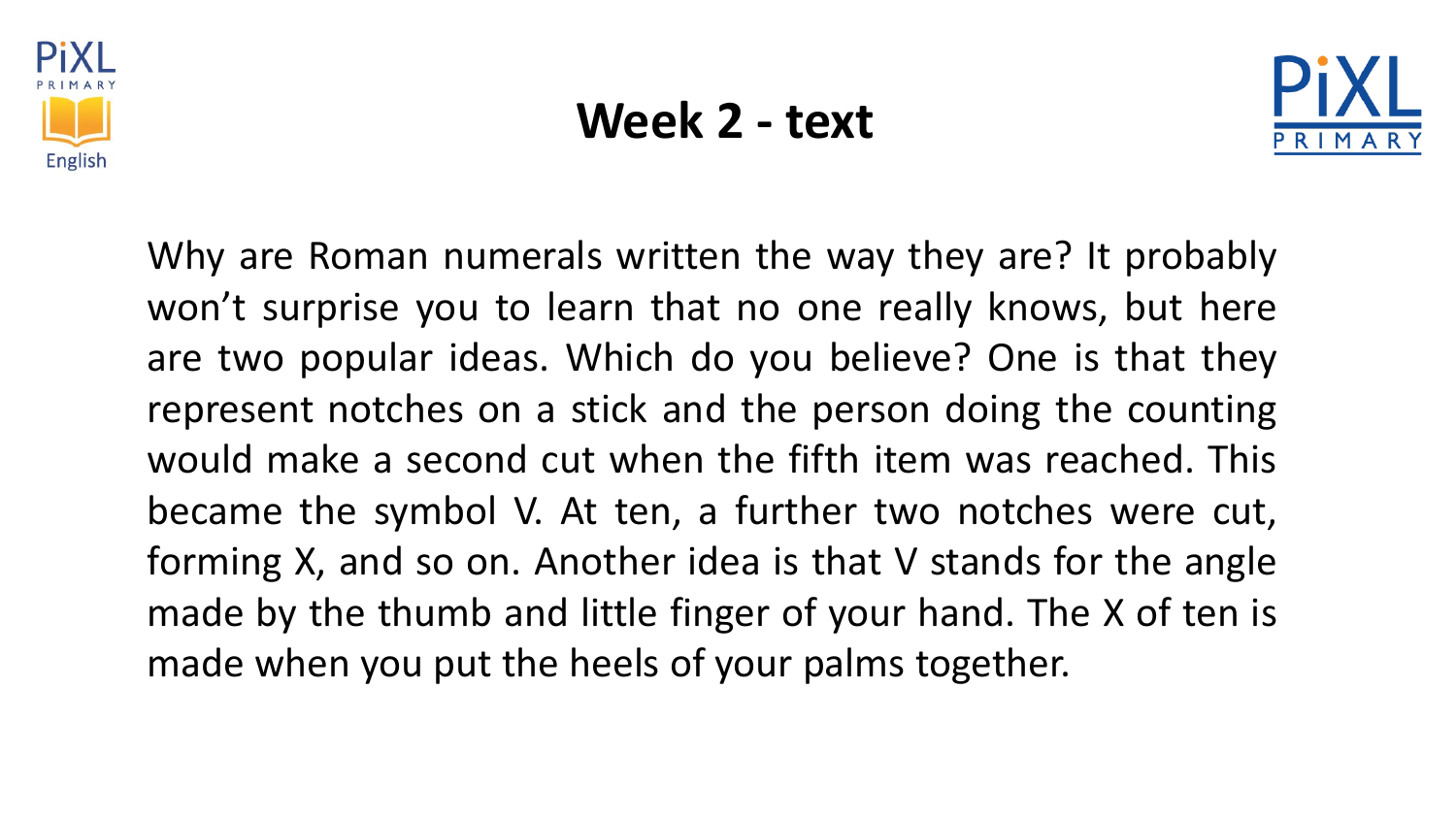# Week 2 - text

Why are Roman numerals written the way they are? It probably won't surprise you to learn that no one really knows, but here are two popular ideas. Which do you believe? One is that they represent notches on a stick and the person doing the counting would make a second cut when the fifth item was reached. This became the symbol V. At ten, a further two notches were cut, forming X, and so on. Another idea is that V stands for the angle made by the thumb and little finger of your hand. The X of ten is made when you put the heels of your palms together.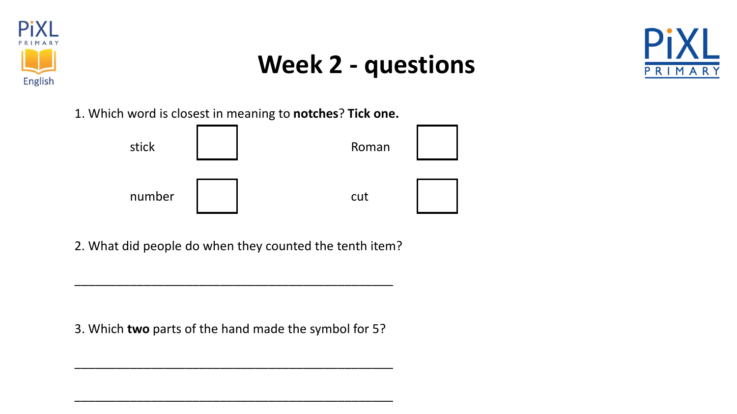# Week 2 - questions

1. Which word is closest in meaning to **notches**? **Tick one.**

| | | | |
|---|---|---|---|
| stick | ☐ | Roman | ☐ |
| number | ☐ | cut | ☐ |

2. What did people do when they counted the tenth item?

_______________________________________________

3. Which **two** parts of the hand made the symbol for 5?

_______________________________________________

_______________________________________________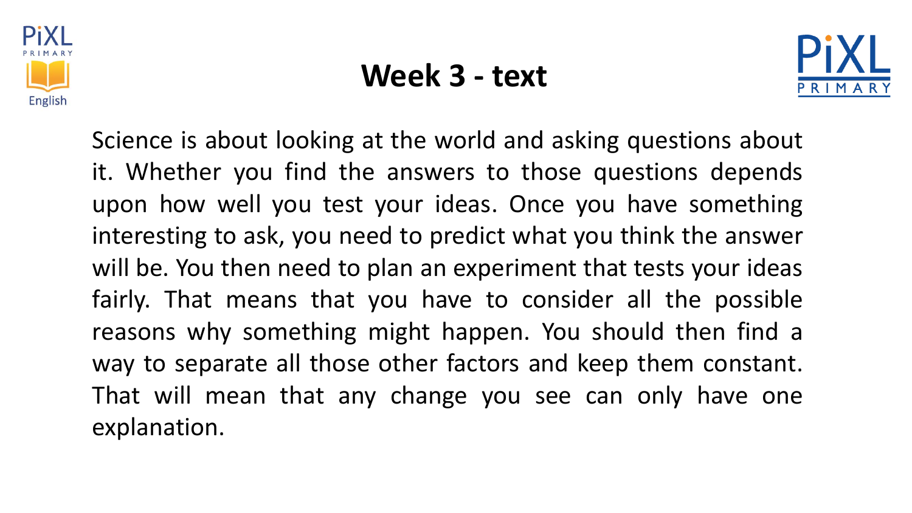# Week 3 - text

Science is about looking at the world and asking questions about it. Whether you find the answers to those questions depends upon how well you test your ideas. Once you have something interesting to ask, you need to predict what you think the answer will be. You then need to plan an experiment that tests your ideas fairly. That means that you have to consider all the possible reasons why something might happen. You should then find a way to separate all those other factors and keep them constant. That will mean that any change you see can only have one explanation.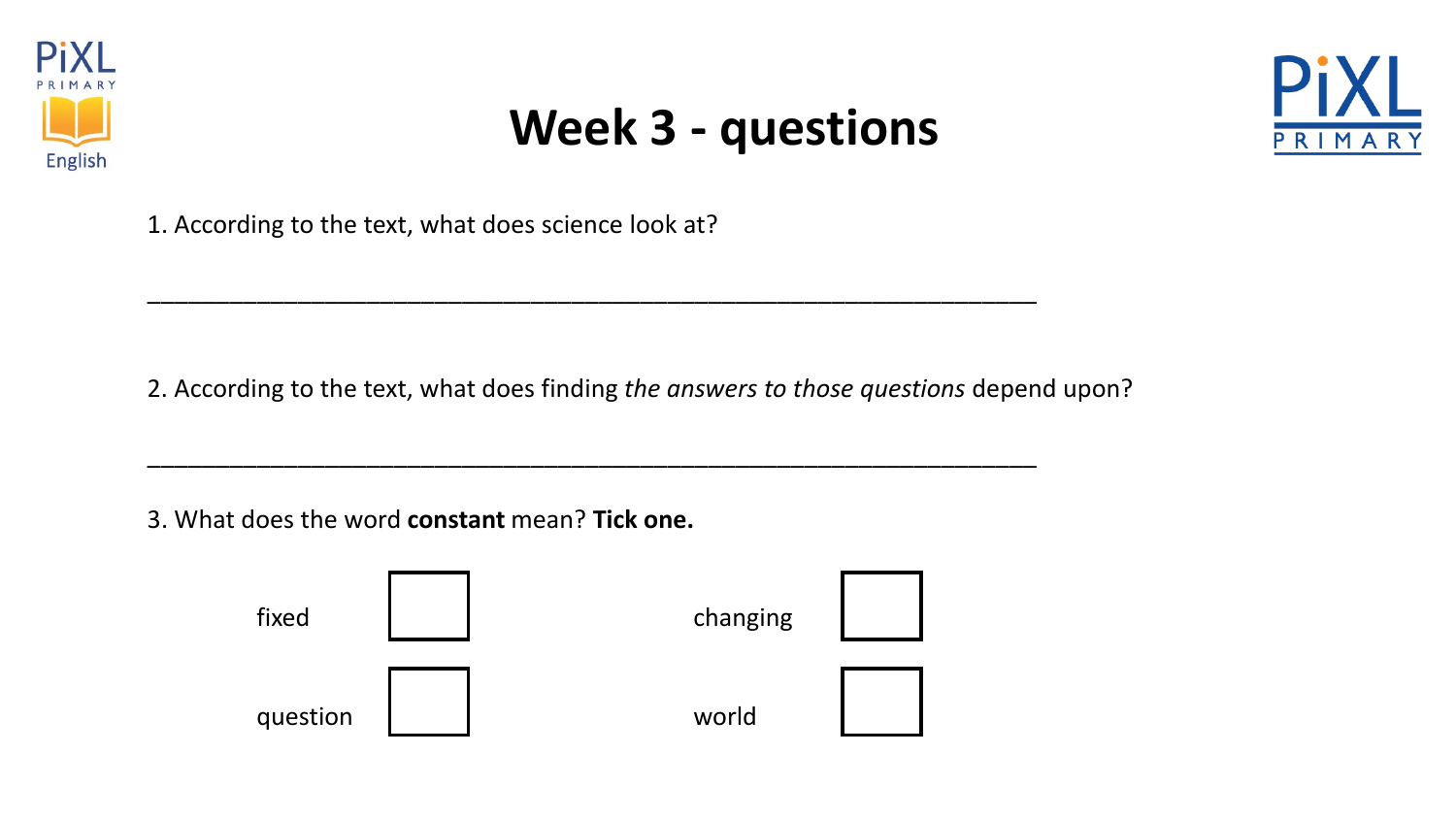# Week 3 - questions

1. According to the text, what does science look at?

_______________________________________________________________

2. According to the text, what does finding *the answers to those questions* depend upon?

_______________________________________________________________

3. What does the word **constant** mean? **Tick one.**

| | | | |
|---|---|---|---|
| fixed | ☐ | changing | ☐ |
| question | ☐ | world | ☐ |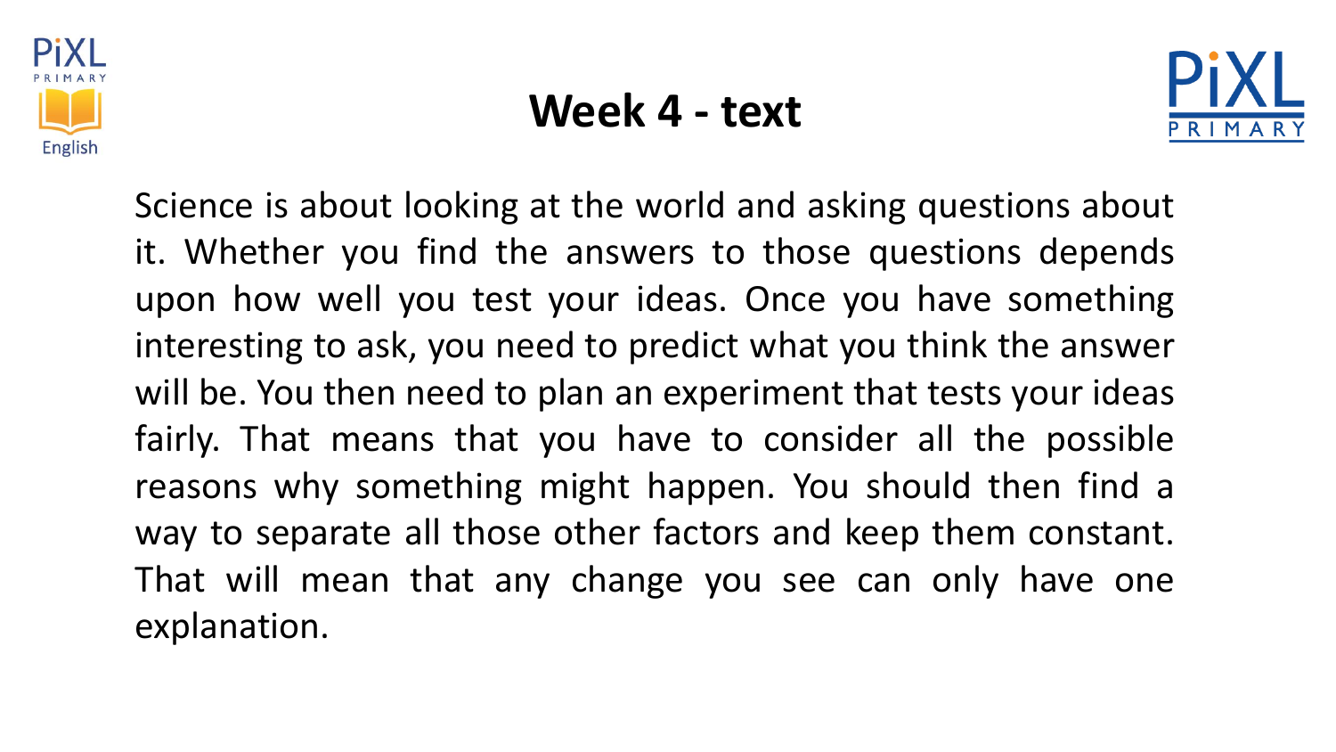# Week 4 - text

Science is about looking at the world and asking questions about it. Whether you find the answers to those questions depends upon how well you test your ideas. Once you have something interesting to ask, you need to predict what you think the answer will be. You then need to plan an experiment that tests your ideas fairly. That means that you have to consider all the possible reasons why something might happen. You should then find a way to separate all those other factors and keep them constant. That will mean that any change you see can only have one explanation.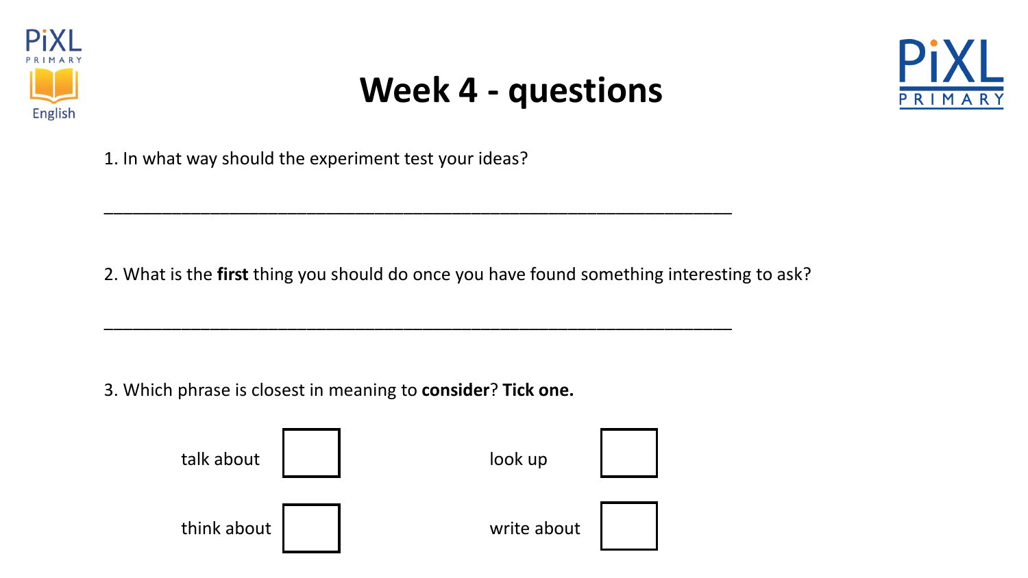# Week 4 - questions

1. In what way should the experiment test your ideas?

_______________________________________________________________

2. What is the **first** thing you should do once you have found something interesting to ask?

_______________________________________________________________

3. Which phrase is closest in meaning to **consider**? **Tick one.**

| | | | |
|---|---|---|---|
| talk about | ☐ | look up | ☐ |
| think about | ☐ | write about | ☐ |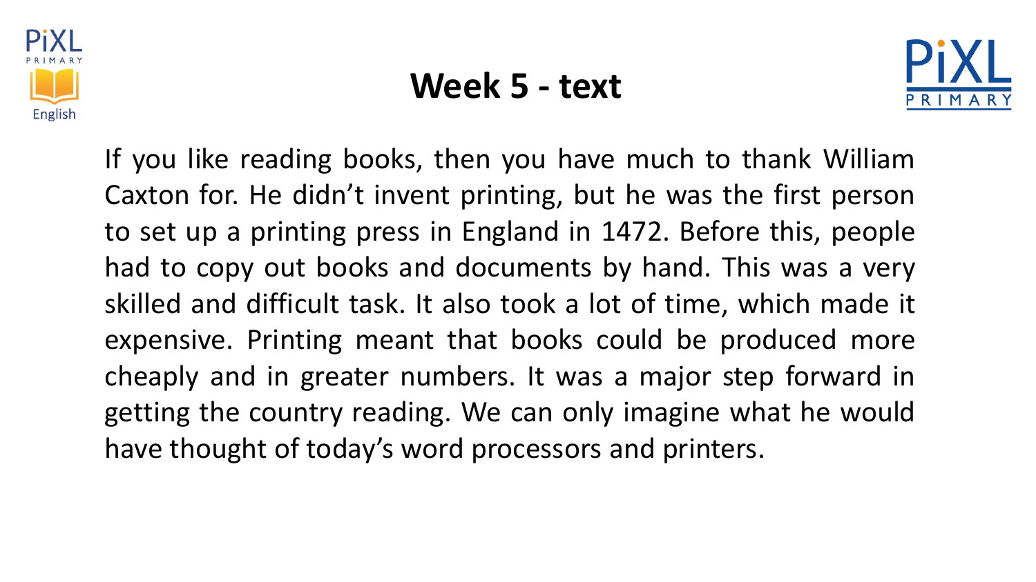# Week 5 - text

If you like reading books, then you have much to thank William Caxton for. He didn't invent printing, but he was the first person to set up a printing press in England in 1472. Before this, people had to copy out books and documents by hand. This was a very skilled and difficult task. It also took a lot of time, which made it expensive. Printing meant that books could be produced more cheaply and in greater numbers. It was a major step forward in getting the country reading. We can only imagine what he would have thought of today's word processors and printers.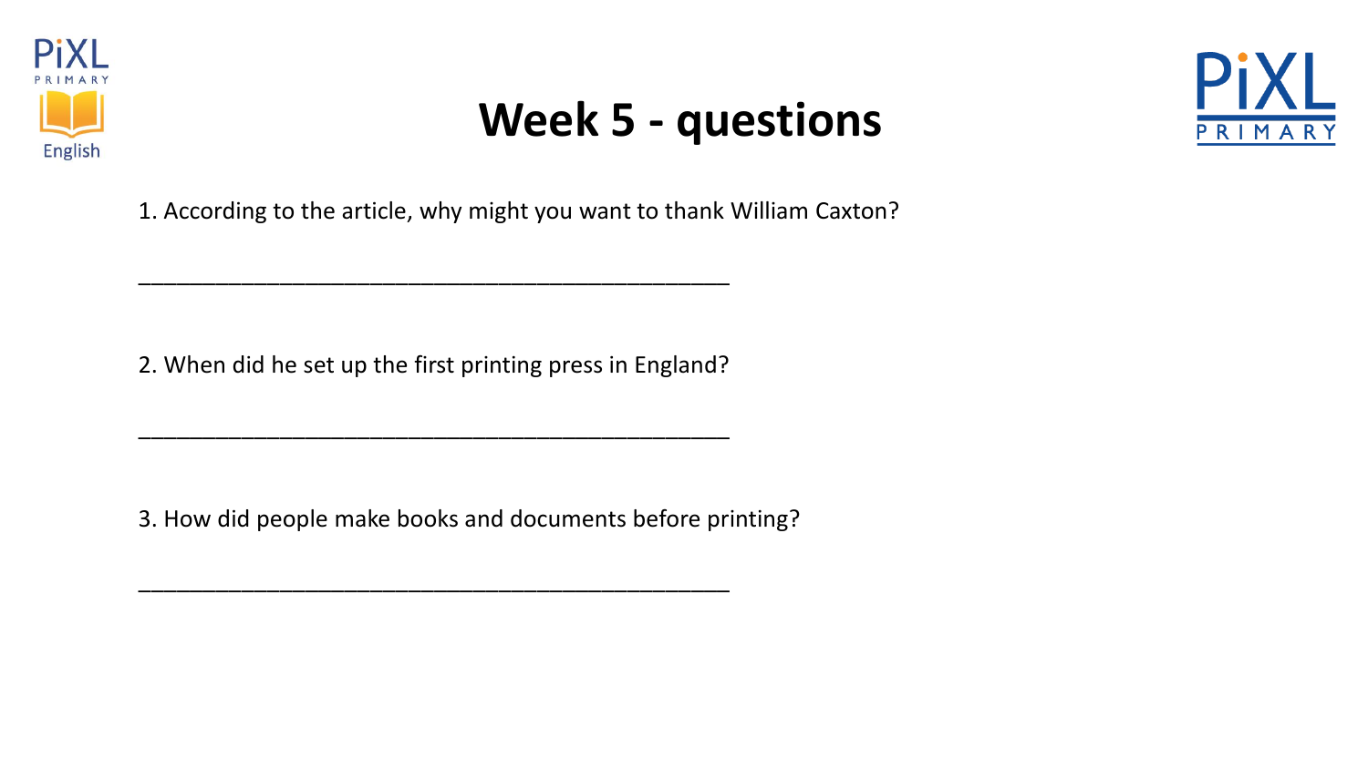# Week 5 - questions

1. According to the article, why might you want to thank William Caxton?

_______________________________________________

2. When did he set up the first printing press in England?

_______________________________________________

3. How did people make books and documents before printing?

_______________________________________________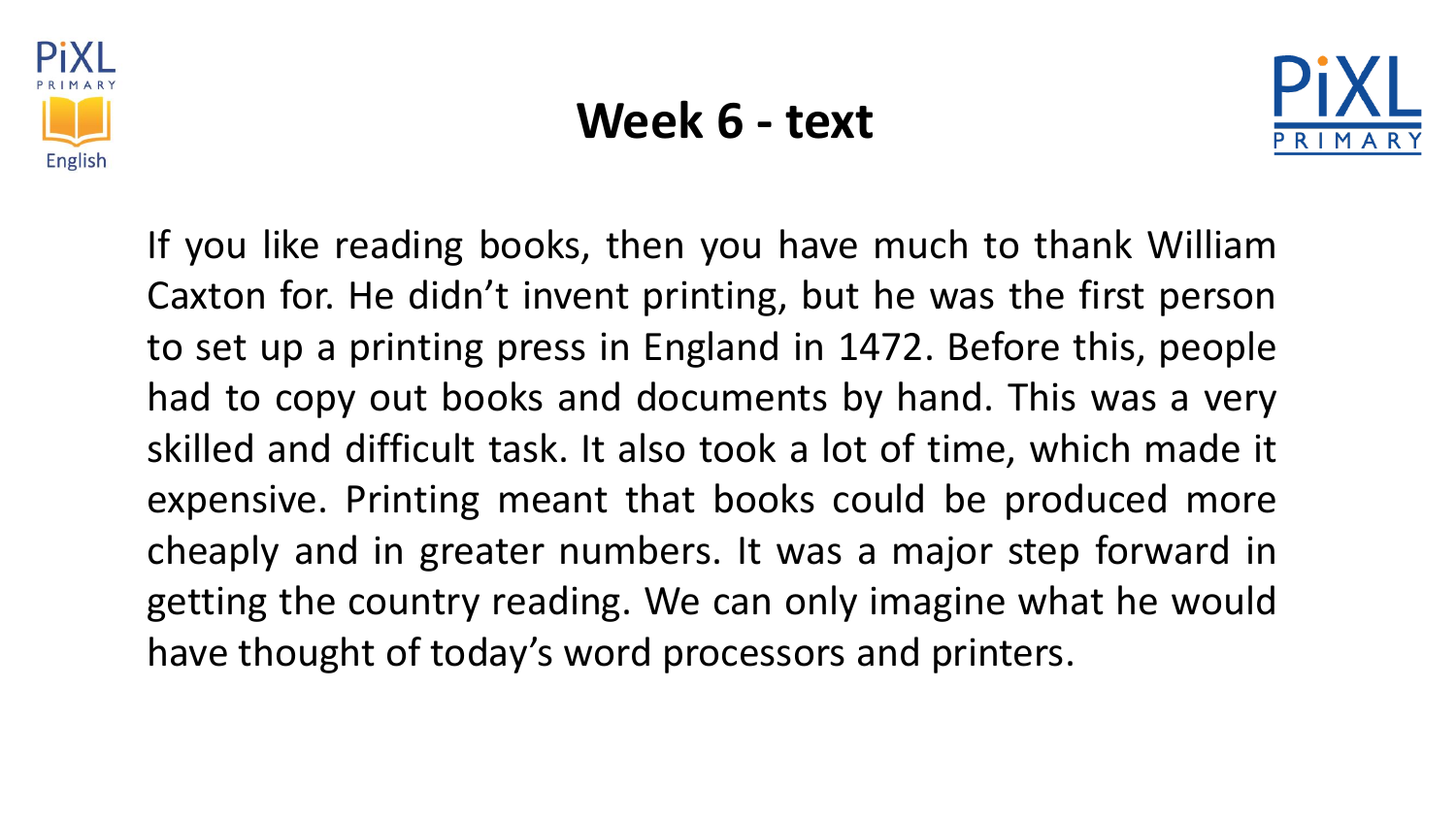# Week 6 - text

If you like reading books, then you have much to thank William Caxton for. He didn't invent printing, but he was the first person to set up a printing press in England in 1472. Before this, people had to copy out books and documents by hand. This was a very skilled and difficult task. It also took a lot of time, which made it expensive. Printing meant that books could be produced more cheaply and in greater numbers. It was a major step forward in getting the country reading. We can only imagine what he would have thought of today's word processors and printers.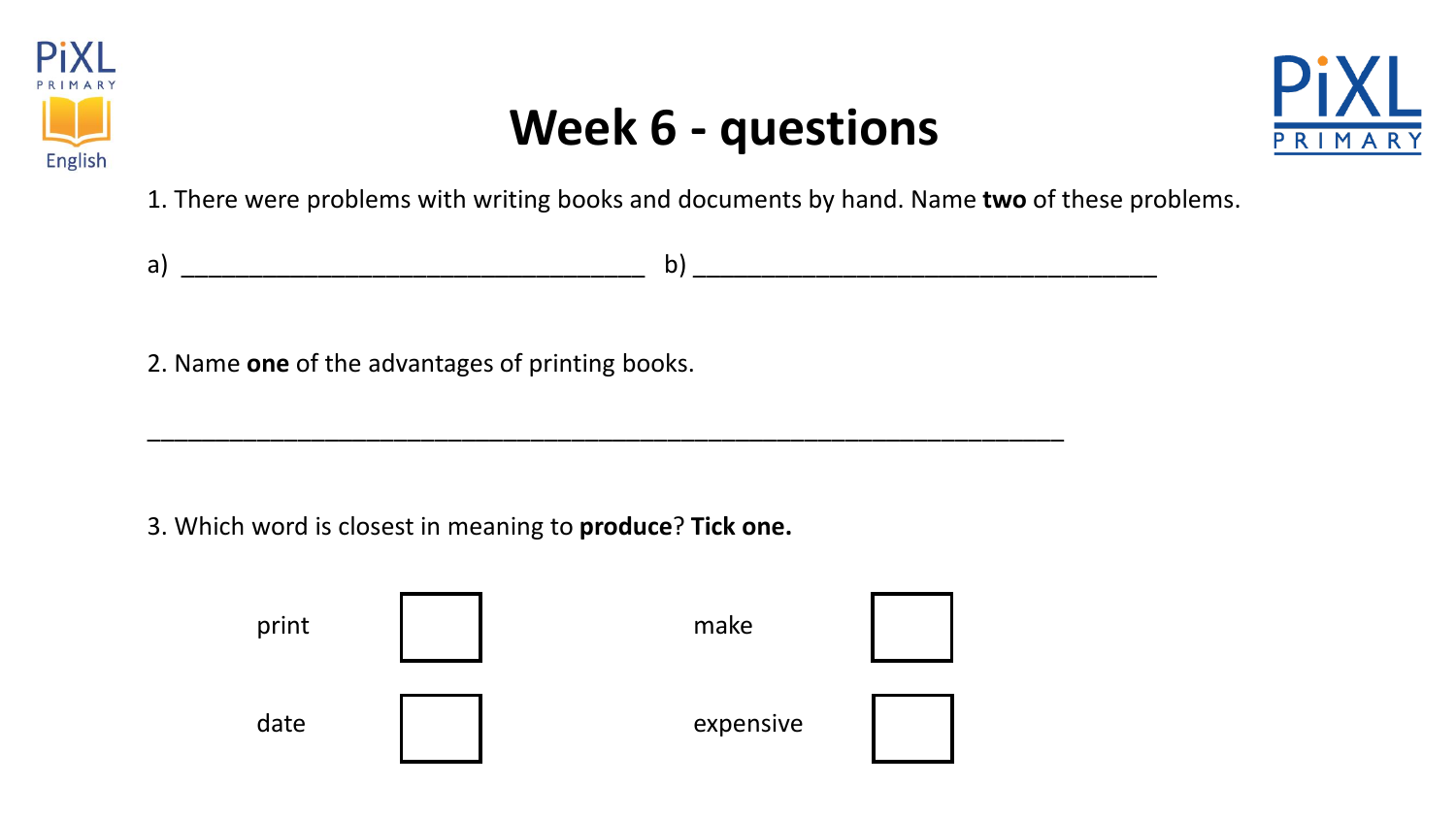# Week 6 - questions

1. There were problems with writing books and documents by hand. Name **two** of these problems.

a) ___________________________________ b) ___________________________________

2. Name **one** of the advantages of printing books.

______________________________________________________________________

3. Which word is closest in meaning to **produce**? **Tick one.**

| | | | |
|---|---|---|---|
| print | ☐ | make | ☐ |
| date | ☐ | expensive | ☐ |